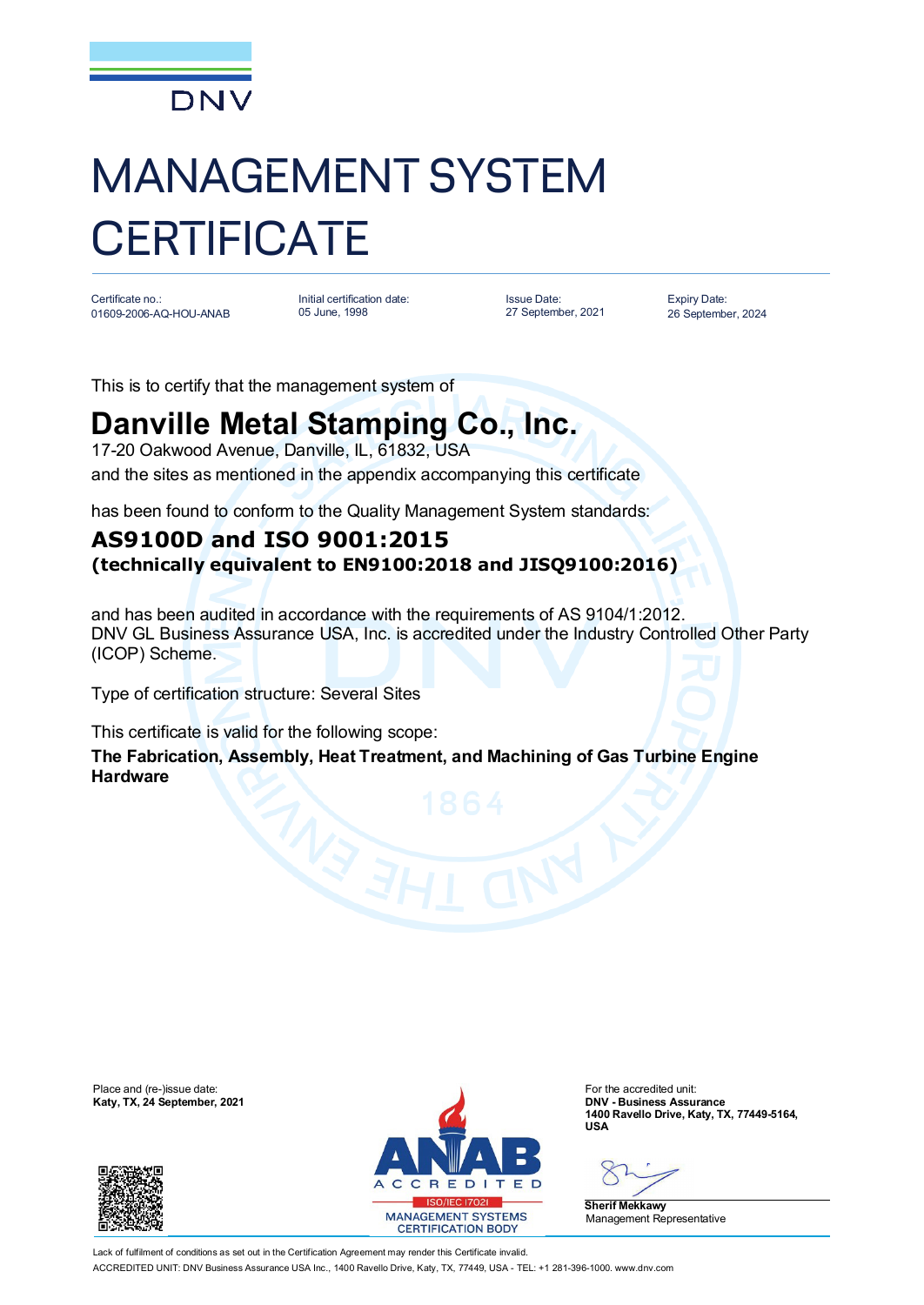DNV

# MANAGEMENT SYSTEM CERTIFICATE

| Certificate no.: | Initial certification date: | Issue Date: | Expiry Date: |
| --- | --- | --- | --- |
| 01609-2006-AQ-HOU-ANAB | 05 June, 1998 | 27 September, 2021 | 26 September, 2024 |

This is to certify that the management system of

## Danville Metal Stamping Co., Inc.

17-20 Oakwood Avenue, Danville, IL, 61832, USA
and the sites as mentioned in the appendix accompanying this certificate

has been found to conform to the Quality Management System standards:

### AS9100D and ISO 9001:2015
**(technically equivalent to EN9100:2018 and JISQ9100:2016)**

and has been audited in accordance with the requirements of AS 9104/1:2012.
DNV GL Business Assurance USA, Inc. is accredited under the Industry Controlled Other Party (ICOP) Scheme.

Type of certification structure: Several Sites

This certificate is valid for the following scope:
**The Fabrication, Assembly, Heat Treatment, and Machining of Gas Turbine Engine Hardware**

Place and (re-)issue date:
**Katy, TX, 24 September, 2021**

For the accredited unit:
**DNV - Business Assurance**
**1400 Ravello Drive, Katy, TX, 77449-5164, USA**

**Sherif Mekkawy**
Management Representative

ANAB ACCREDITED ISO/IEC 17021 MANAGEMENT SYSTEMS CERTIFICATION BODY

Lack of fulfilment of conditions as set out in the Certification Agreement may render this Certificate invalid.
ACCREDITED UNIT: DNV Business Assurance USA Inc., 1400 Ravello Drive, Katy, TX, 77449, USA - TEL: +1 281-396-1000. www.dnv.com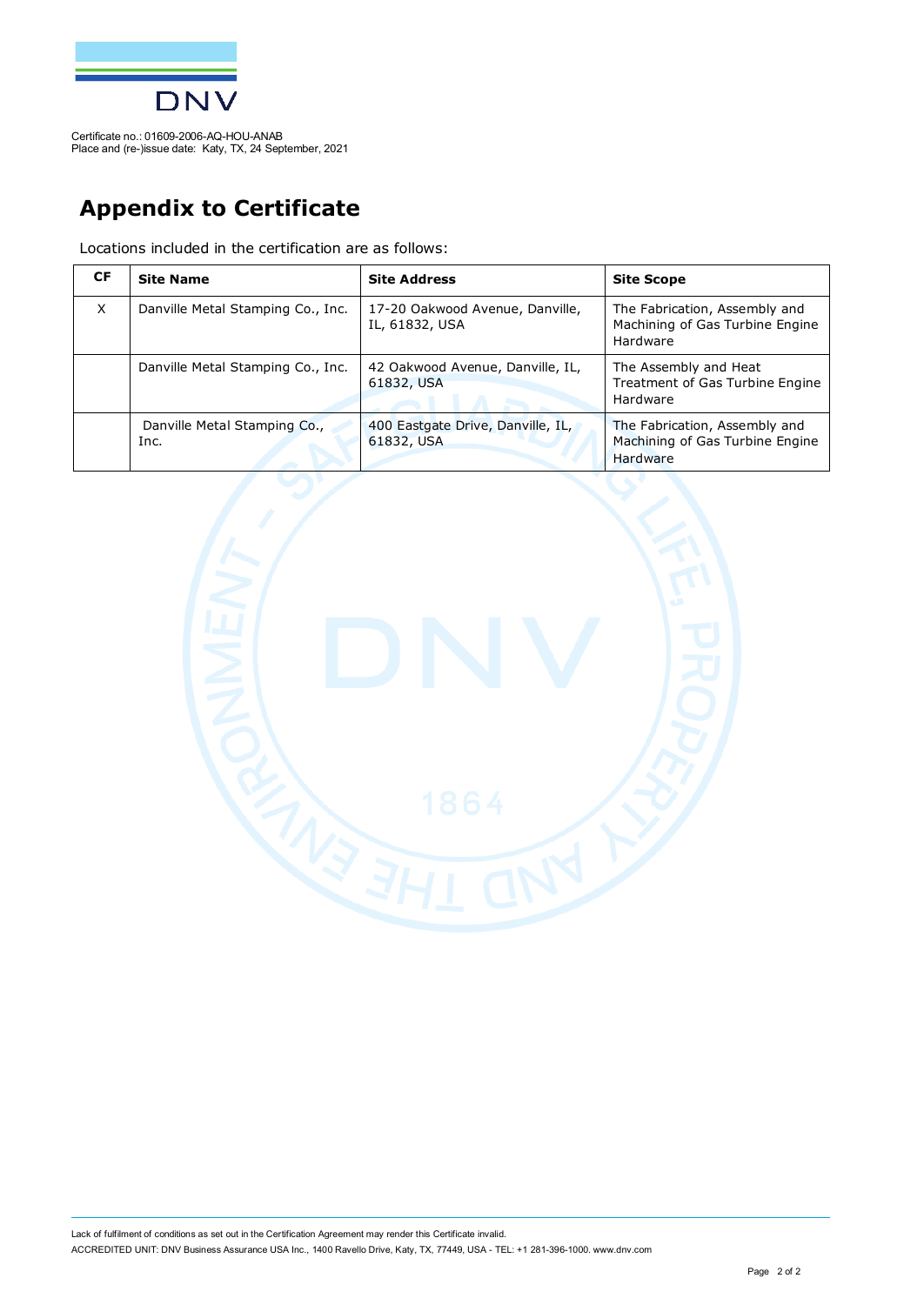Certificate no.: 01609-2006-AQ-HOU-ANAB
Place and (re-)issue date: Katy, TX, 24 September, 2021

# Appendix to Certificate

Locations included in the certification are as follows:

| CF | Site Name | Site Address | Site Scope |
|---|---|---|---|
| X | Danville Metal Stamping Co., Inc. | 17-20 Oakwood Avenue, Danville, IL, 61832, USA | The Fabrication, Assembly and Machining of Gas Turbine Engine Hardware |
| | Danville Metal Stamping Co., Inc. | 42 Oakwood Avenue, Danville, IL, 61832, USA | The Assembly and Heat Treatment of Gas Turbine Engine Hardware |
| | Danville Metal Stamping Co., Inc. | 400 Eastgate Drive, Danville, IL, 61832, USA | The Fabrication, Assembly and Machining of Gas Turbine Engine Hardware |

Lack of fulfilment of conditions as set out in the Certification Agreement may render this Certificate invalid.

ACCREDITED UNIT: DNV Business Assurance USA Inc., 1400 Ravello Drive, Katy, TX, 77449, USA - TEL: +1 281-396-1000. www.dnv.com